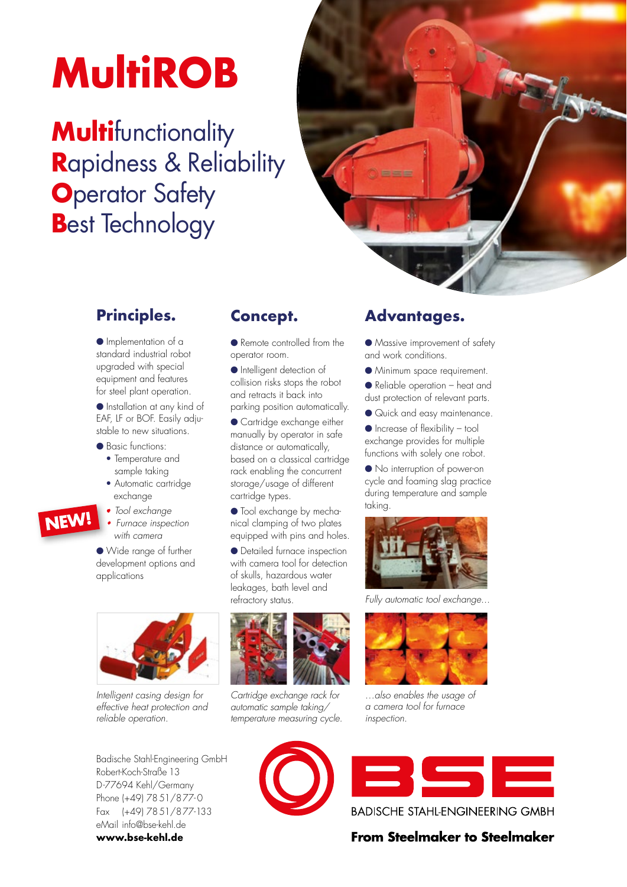# MultiROB

**Multi**functionality
**R**apidness & Reliability
**O**perator Safety
**B**est Technology

## Principles.

- Implementation of a standard industrial robot upgraded with special equipment and features for steel plant operation.
- Installation at any kind of EAF, LF or BOF. Easily adjustable to new situations.
- Basic functions:
  - Temperature and sample taking
  - Automatic cartridge exchange
  - *Tool exchange*
  - *Furnace inspection with camera*

NEW!

- Wide range of further development options and applications

*Intelligent casing design for effective heat protection and reliable operation.*

## Concept.

- Remote controlled from the operator room.
- Intelligent detection of collision risks stops the robot and retracts it back into parking position automatically.
- Cartridge exchange either manually by operator in safe distance or automatically, based on a classical cartridge rack enabling the concurrent storage/usage of different cartridge types.
- Tool exchange by mechanical clamping of two plates equipped with pins and holes.
- Detailed furnace inspection with camera tool for detection of skulls, hazardous water leakages, bath level and refractory status.

*Cartridge exchange rack for automatic sample taking/ temperature measuring cycle.*

## Advantages.

- Massive improvement of safety and work conditions.
- Minimum space requirement.
- Reliable operation – heat and dust protection of relevant parts.
- Quick and easy maintenance.
- Increase of flexibility – tool exchange provides for multiple functions with solely one robot.
- No interruption of power-on cycle and foaming slag practice during temperature and sample taking.

*Fully automatic tool exchange…*

*…also enables the usage of a camera tool for furnace inspection.*

Badische Stahl-Engineering GmbH
Robert-Koch-Straße 13
D-77694 Kehl/Germany
Phone (+49) 78 51/877-0
Fax (+49) 78 51/877-133
eMail info@bse-kehl.de
**www.bse-kehl.de**

BSE
BADISCHE STAHL-ENGINEERING GMBH
**From Steelmaker to Steelmaker**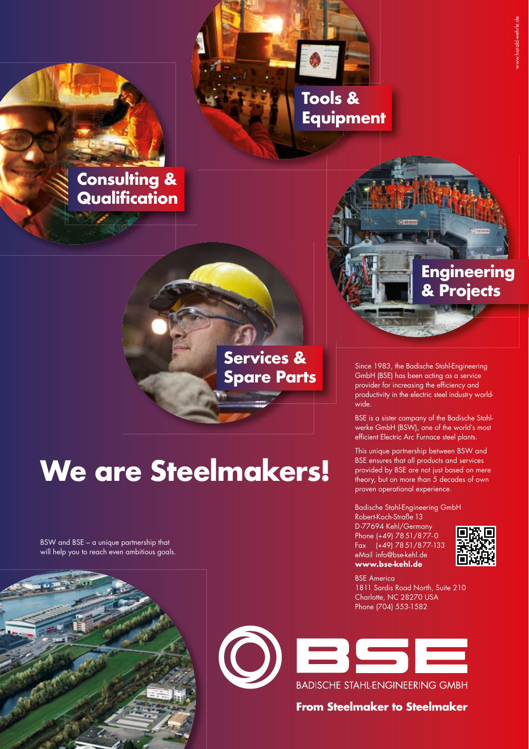## Tools & Equipment

## Consulting & Qualification

## Engineering & Projects

## Services & Spare Parts

# We are Steelmakers!

BSW and BSE – a unique partnership that will help you to reach even ambitious goals.

Since 1983, the Badische Stahl-Engineering GmbH (BSE) has been acting as a service provider for increasing the efficiency and productivity in the electric steel industry worldwide.

BSE is a sister company of the Badische Stahlwerke GmbH (BSW), one of the world's most efficient Electric Arc Furnace steel plants.

This unique partnership between BSW and BSE ensures that all products and services provided by BSE are not just based on mere theory, but on more than 5 decades of own proven operational experience.

Badische Stahl-Engineering GmbH
Robert-Koch-Straße 13
D-77694 Kehl/Germany
Phone (+49) 78 51/877-0
Fax (+49) 78 51/877-133
eMail info@bse-kehl.de
**www.bse-kehl.de**

BSE America
1811 Sardis Road North, Suite 210
Charlotte, NC 28270 USA
Phone (704) 553-1582

BSE
BADISCHE STAHL-ENGINEERING GMBH

**From Steelmaker to Steelmaker**